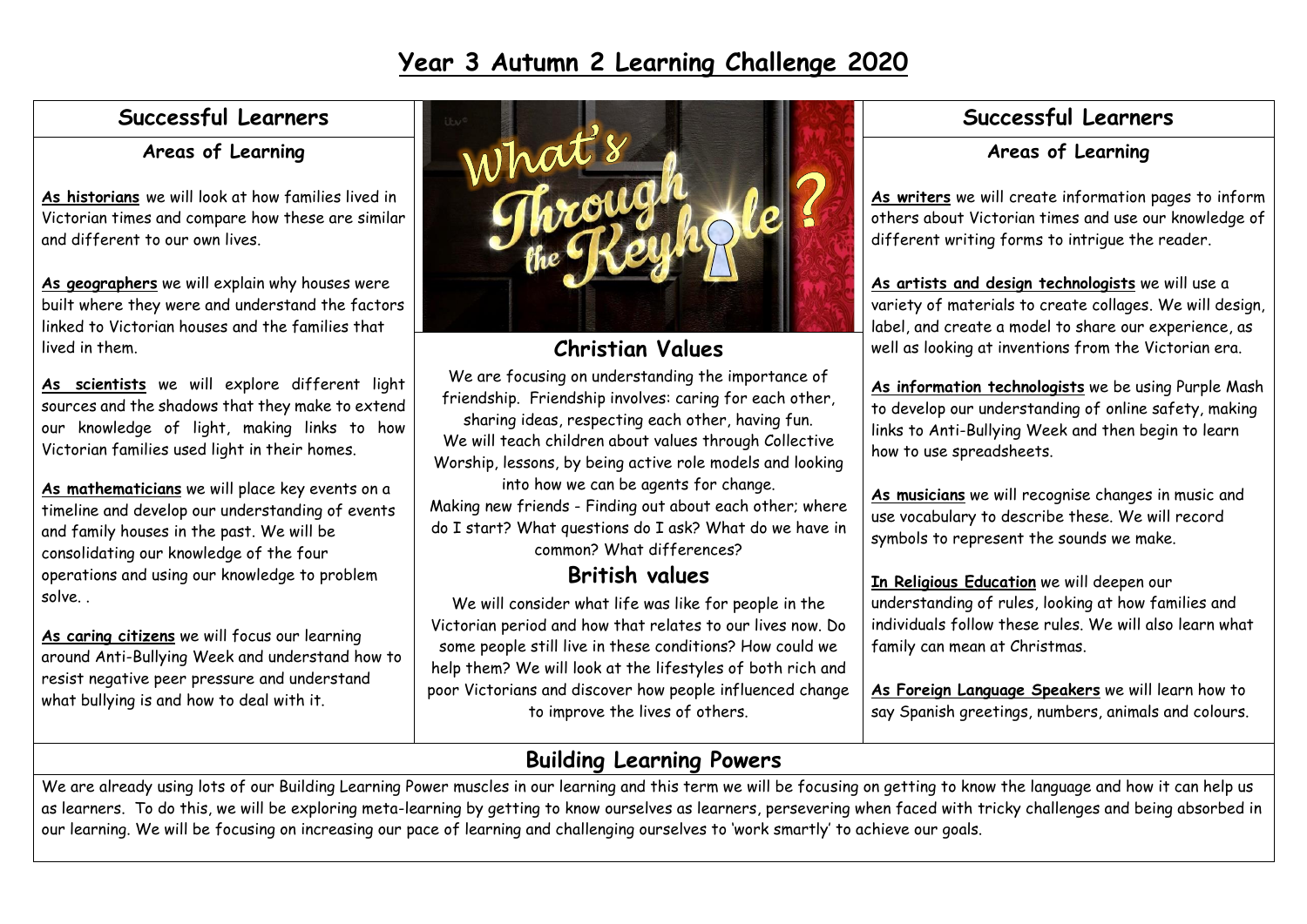# Year 3 Autumn 2 Learning Challenge 2020

## Successful Learners

### Areas of Learning

**As historians** we will look at how families lived in Victorian times and compare how these are similar and different to our own lives.

**As geographers** we will explain why houses were built where they were and understand the factors linked to Victorian houses and the families that lived in them.

**As scientists** we will explore different light sources and the shadows that they make to extend our knowledge of light, making links to how Victorian families used light in their homes.

**As mathematicians** we will place key events on a timeline and develop our understanding of events and family houses in the past. We will be consolidating our knowledge of the four operations and using our knowledge to problem solve. .

**As caring citizens** we will focus our learning around Anti-Bullying Week and understand how to resist negative peer pressure and understand what bullying is and how to deal with it.

## What's Through the Keyhole?

## Christian Values

We are focusing on understanding the importance of friendship. Friendship involves: caring for each other, sharing ideas, respecting each other, having fun. We will teach children about values through Collective Worship, lessons, by being active role models and looking into how we can be agents for change.
Making new friends - Finding out about each other; where do I start? What questions do I ask? What do we have in common? What differences?

## British values

We will consider what life was like for people in the Victorian period and how that relates to our lives now. Do some people still live in these conditions? How could we help them? We will look at the lifestyles of both rich and poor Victorians and discover how people influenced change to improve the lives of others.

## Successful Learners

### Areas of Learning

**As writers** we will create information pages to inform others about Victorian times and use our knowledge of different writing forms to intrigue the reader.

**As artists and design technologists** we will use a variety of materials to create collages. We will design, label, and create a model to share our experience, as well as looking at inventions from the Victorian era.

**As information technologists** we be using Purple Mash to develop our understanding of online safety, making links to Anti-Bullying Week and then begin to learn how to use spreadsheets.

**As musicians** we will recognise changes in music and use vocabulary to describe these. We will record symbols to represent the sounds we make.

**In Religious Education** we will deepen our understanding of rules, looking at how families and individuals follow these rules. We will also learn what family can mean at Christmas.

**As Foreign Language Speakers** we will learn how to say Spanish greetings, numbers, animals and colours.

## Building Learning Powers

We are already using lots of our Building Learning Power muscles in our learning and this term we will be focusing on getting to know the language and how it can help us as learners. To do this, we will be exploring meta-learning by getting to know ourselves as learners, persevering when faced with tricky challenges and being absorbed in our learning. We will be focusing on increasing our pace of learning and challenging ourselves to 'work smartly' to achieve our goals.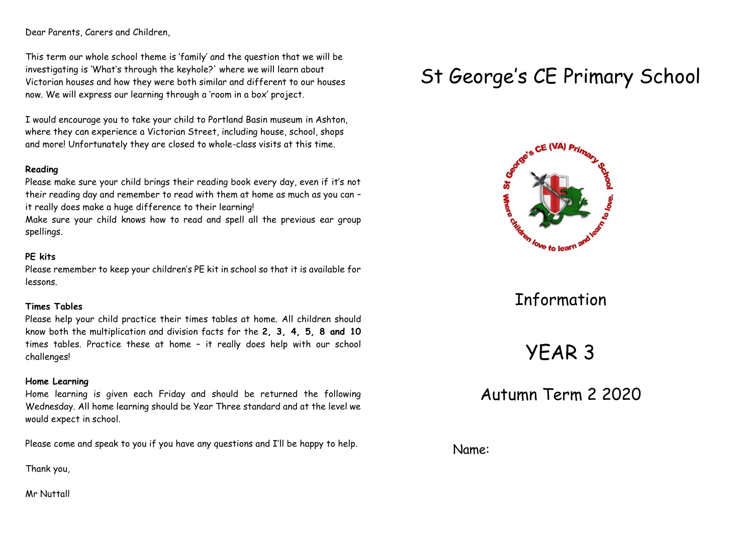Dear Parents, Carers and Children,

This term our whole school theme is 'family' and the question that we will be investigating is 'What's through the keyhole?' where we will learn about Victorian houses and how they were both similar and different to our houses now. We will express our learning through a 'room in a box' project.

I would encourage you to take your child to Portland Basin museum in Ashton, where they can experience a Victorian Street, including house, school, shops and more! Unfortunately they are closed to whole-class visits at this time.

**Reading**

Please make sure your child brings their reading book every day, even if it's not their reading day and remember to read with them at home as much as you can – it really does make a huge difference to their learning!

Make sure your child knows how to read and spell all the previous ear group spellings.

**PE kits**

Please remember to keep your children's PE kit in school so that it is available for lessons.

**Times Tables**

Please help your child practice their times tables at home. All children should know both the multiplication and division facts for the **2, 3, 4, 5, 8 and 10** times tables. Practice these at home – it really does help with our school challenges!

**Home Learning**

Home learning is given each Friday and should be returned the following Wednesday. All home learning should be Year Three standard and at the level we would expect in school.

Please come and speak to you if you have any questions and I'll be happy to help.

Thank you,

Mr Nuttall

# St George's CE Primary School

St George's CE (VA) Primary School

Where children love to learn and learn to love.

## Information

## YEAR 3

## Autumn Term 2 2020

Name: